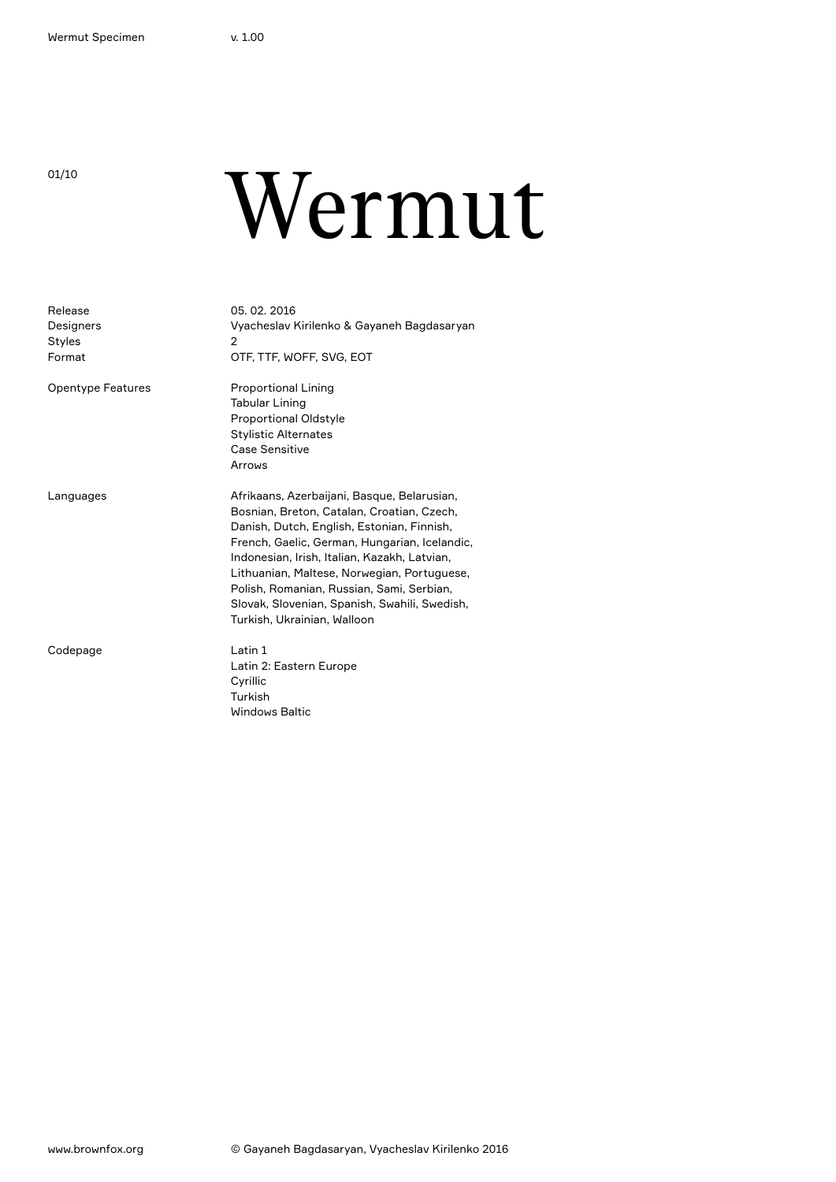# Wermut

| | |
|---|---|
| Release | 05. 02. 2016 |
| Designers | Vyacheslav Kirilenko & Gayaneh Bagdasaryan |
| Styles | 2 |
| Format | OTF, TTF, WOFF, SVG, EOT |

**Opentype Features**

- Proportional Lining
- Tabular Lining
- Proportional Oldstyle
- Stylistic Alternates
- Case Sensitive
- Arrows

**Languages**

Afrikaans, Azerbaijani, Basque, Belarusian, Bosnian, Breton, Catalan, Croatian, Czech, Danish, Dutch, English, Estonian, Finnish, French, Gaelic, German, Hungarian, Icelandic, Indonesian, Irish, Italian, Kazakh, Latvian, Lithuanian, Maltese, Norwegian, Portuguese, Polish, Romanian, Russian, Sami, Serbian, Slovak, Slovenian, Spanish, Swahili, Swedish, Turkish, Ukrainian, Walloon

**Codepage**

- Latin 1
- Latin 2: Eastern Europe
- Cyrillic
- Turkish
- Windows Baltic

www.brownfox.org

© Gayaneh Bagdasaryan, Vyacheslav Kirilenko 2016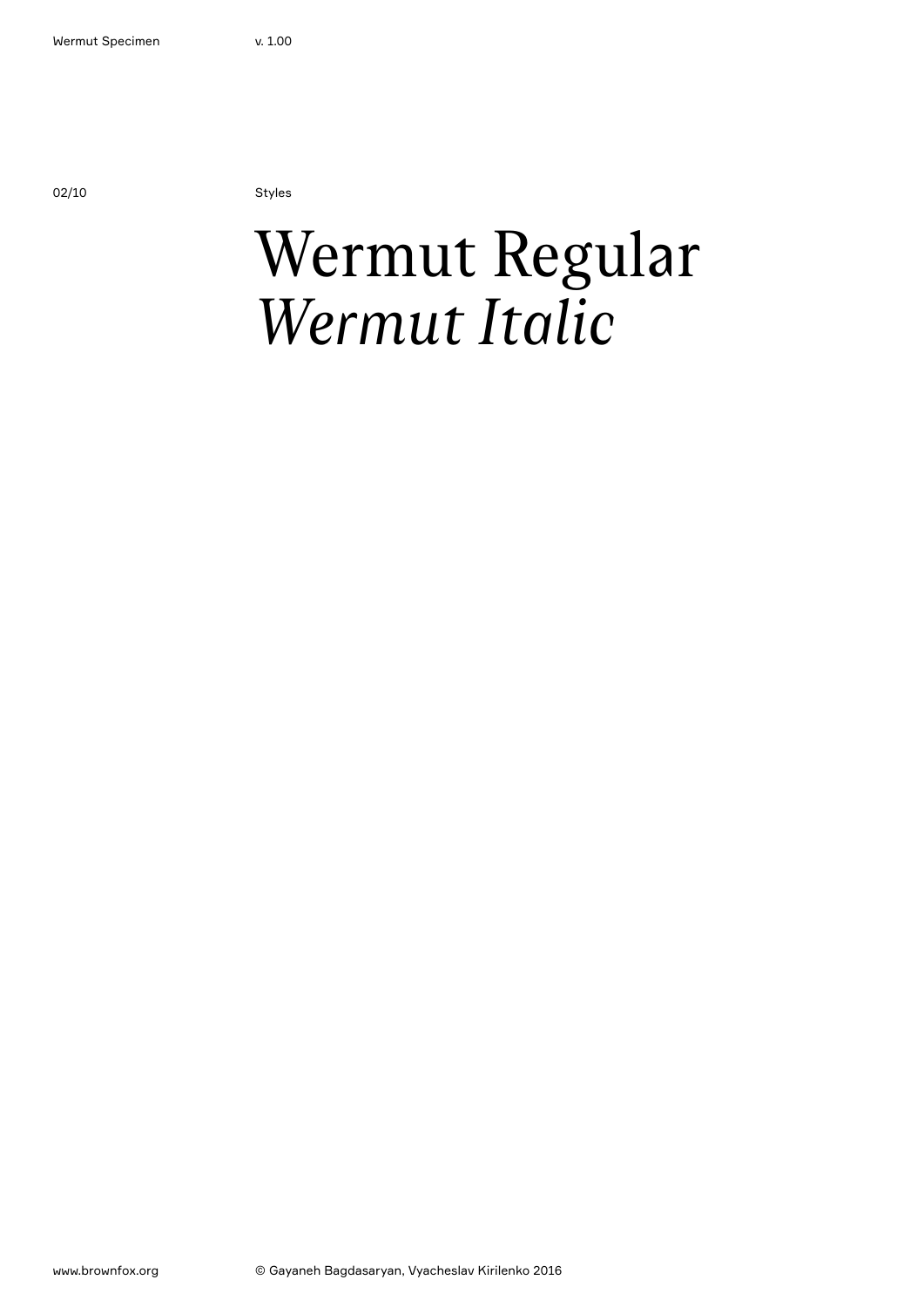Styles

# Wermut Regular
# *Wermut Italic*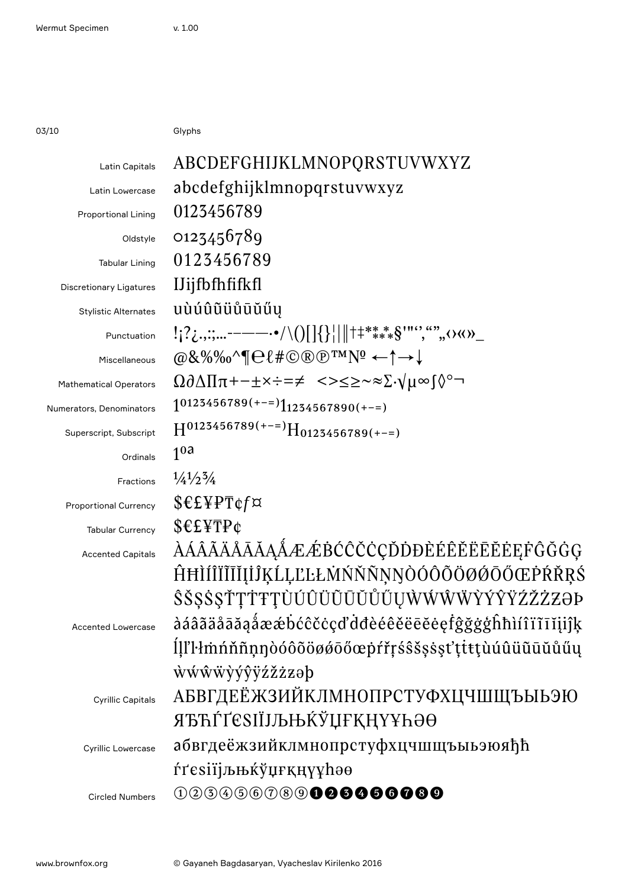03/10 Glyphs

| | |
|---|---|
| Latin Capitals | ABCDEFGHIJKLMNOPQRSTUVWXYZ |
| Latin Lowercase | abcdefghijklmnopqrstuvwxyz |
| Proportional Lining | 0123456789 |
| Oldstyle | 0123456789 |
| Tabular Lining | 0123456789 |
| Discretionary Ligatures | IJijfbfhfifkfl |
| Stylistic Alternates | uùúûũüůūŭűų |
| Punctuation | !¡?¿.,:;…‐‑–—―·•/\()[]{}¦\|‖†‡*⁑⁂§'"‘’‚“”„‹›«»_ |
| Miscellaneous | @&%‰^¶℮ℓ#©®℗™№ ←↑→↓ |
| Mathematical Operators | Ω∂∆∏π+−±×÷=≠ <>≤≥~≈∑·√µ∞∫◊°¬ |
| Numerators, Denominators | $1^{0123456789(+-=)}1_{1234567890(+-=)}$ |
| Superscript, Subscript | $H^{0123456789(+-=)}H_{0123456789(+-=)}$ |
| Ordinals | 1ºª |
| Fractions | ¼½¾ |
| Proportional Currency | $€£¥₽₸¢ƒ¤ |
| Tabular Currency | $€£¥₸₽¢ |
| Accented Capitals | ÀÁÂÃÄÅĀĂĄǺÆǼḂĆĈČĊÇĎḊĐÈÉÊĚËĒĔĖĘḞĜĞĠĢ ĤĦÌÍÎÏĨĪĮİĴĶĹĻĽĿŁṀŃŇÑŅŊÒÓÔÕÖØǾŌŐŒṖŔŘŖŚ ŜŠŞṠȘŤŢṪŦȚÙÚÛÜŨŪŬŮŰŲẀẂŴẄỲÝŶŸŹŽŻƵƏÞ |
| Accented Lowercase | àáâãäåāăąǻæǽḃćĉčċçďḋđèéêěëēĕėęḟĝğġģĥħìíîïĩīįıĵķ ĺļľŀłṁńňñņŋòóôõöøǿōőœṗŕřŗśŝšşṡșťţṫŧțùúûüũūŭůűų ẁẃŵẅỳýŷÿźžżƶəþ |
| Cyrillic Capitals | АБВГДЕЁЖЗИЙКЛМНОПРСТУФХЦЧШЩЪЫЬЭЮ ЯЂЋЃҐЄЅІЇЈЉЊЌЎЏҒҚҢҮҰҺӘѲ |
| Cyrillic Lowercase | абвгдеёжзийклмнопрстуфхцчшщъыьэюяђћ ѓґєѕіїјљњќўџғқңүұһәѳ |
| Circled Numbers | ①②③④⑤⑥⑦⑧⑨➊➋➌➍➎➏➐➑➒ |

www.brownfox.org © Gayaneh Bagdasaryan, Vyacheslav Kirilenko 2016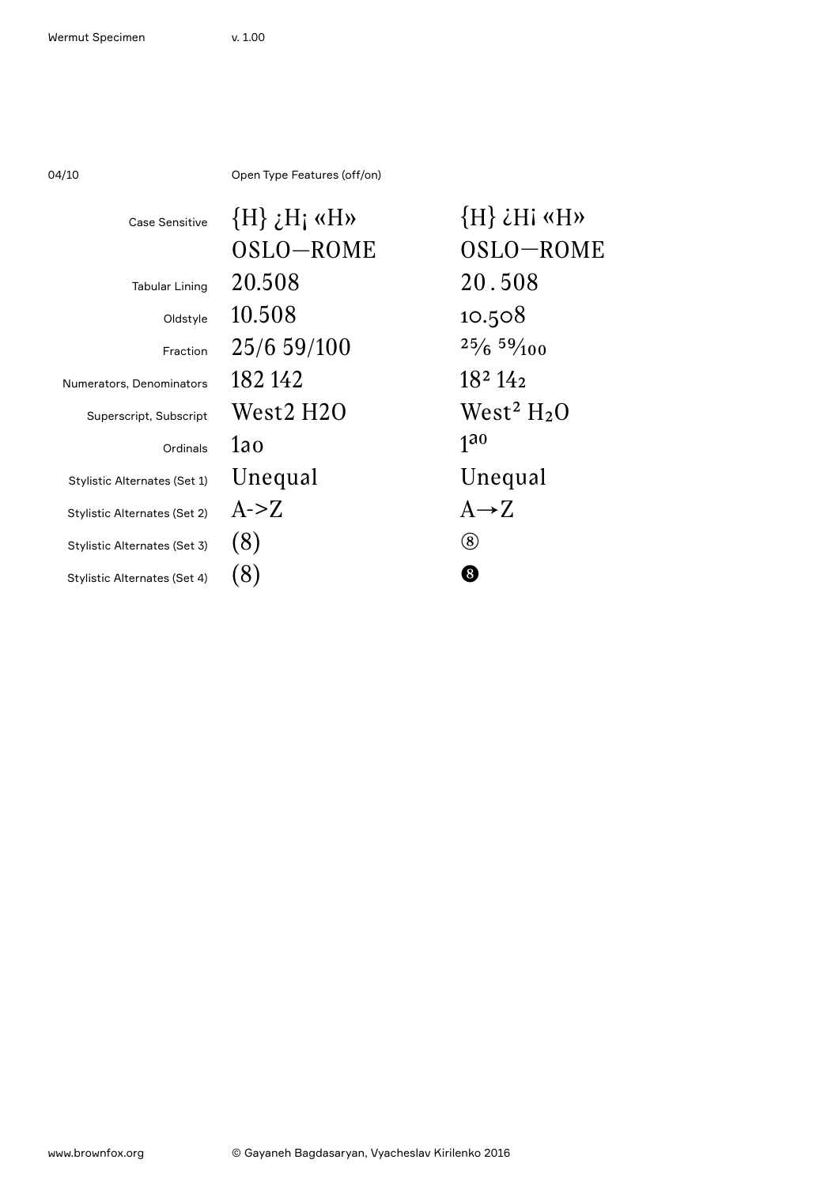04/10

Open Type Features (off/on)

| | | |
|---|---|---|
| Case Sensitive | {H} ¿H¡ «H» | {H} ¿H¡ «H» |
| | OSLO—ROME | OSLO—ROME |
| Tabular Lining | 20.508 | 20 . 508 |
| Oldstyle | 10.508 | 10.508 |
| Fraction | 25/6 59/100 | ²⁵⁄₆ ⁵⁹⁄₁₀₀ |
| Numerators, Denominators | 182 142 | $18^2$ $14_2$ |
| Superscript, Subscript | West2 H2O | $West^2$ $H_2O$ |
| Ordinals | 1ao | $1^{ao}$ |
| Stylistic Alternates (Set 1) | Unequal | Unequal |
| Stylistic Alternates (Set 2) | A->Z | A→Z |
| Stylistic Alternates (Set 3) | (8) | ⑧ |
| Stylistic Alternates (Set 4) | (8) | ❽ |

www.brownfox.org

© Gayaneh Bagdasaryan, Vyacheslav Kirilenko 2016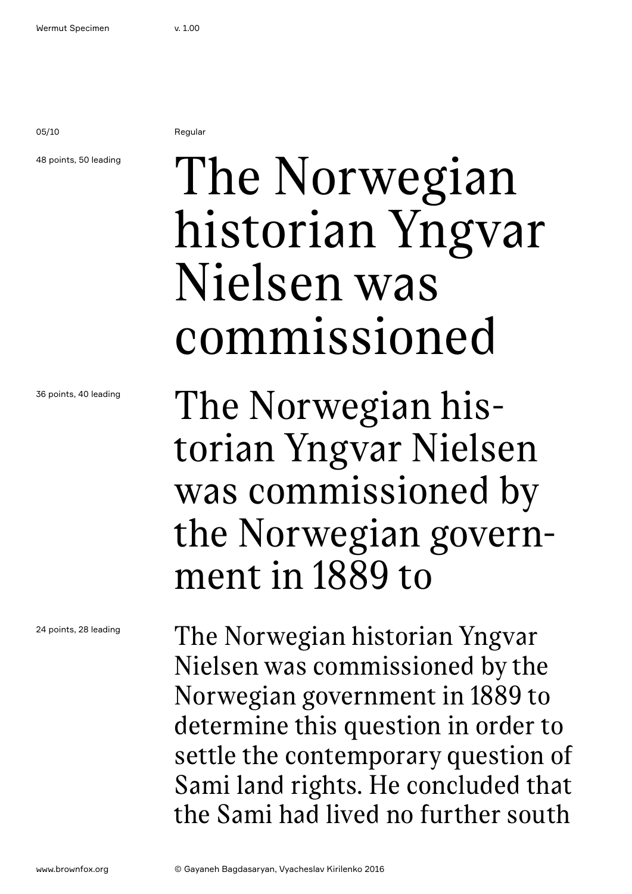Regular

48 points, 50 leading

The Norwegian historian Yngvar Nielsen was commissioned

36 points, 40 leading

The Norwegian his-torian Yngvar Nielsen was commissioned by the Norwegian govern-ment in 1889 to

24 points, 28 leading

The Norwegian historian Yngvar Nielsen was commissioned by the Norwegian government in 1889 to determine this question in order to settle the contemporary question of Sami land rights. He concluded that the Sami had lived no further south

© Gayaneh Bagdasaryan, Vyacheslav Kirilenko 2016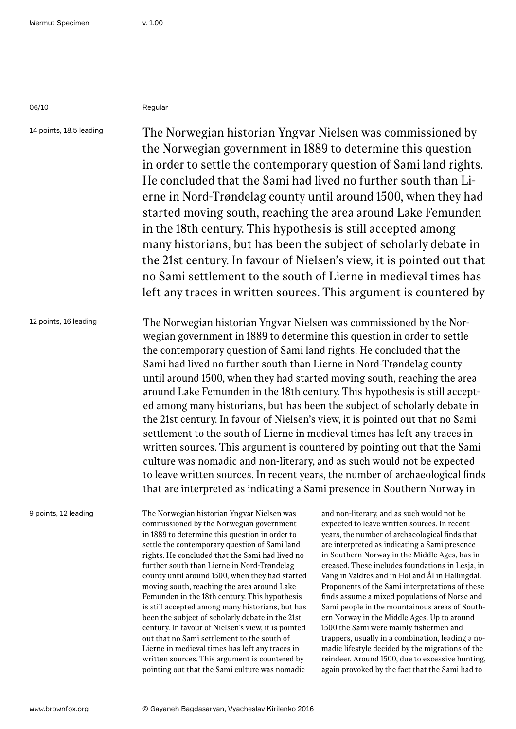Regular

14 points, 18.5 leading

The Norwegian historian Yngvar Nielsen was commissioned by the Norwegian government in 1889 to determine this question in order to settle the contemporary question of Sami land rights. He concluded that the Sami had lived no further south than Lierne in Nord-Trøndelag county until around 1500, when they had started moving south, reaching the area around Lake Femunden in the 18th century. This hypothesis is still accepted among many historians, but has been the subject of scholarly debate in the 21st century. In favour of Nielsen's view, it is pointed out that no Sami settlement to the south of Lierne in medieval times has left any traces in written sources. This argument is countered by

12 points, 16 leading

The Norwegian historian Yngvar Nielsen was commissioned by the Norwegian government in 1889 to determine this question in order to settle the contemporary question of Sami land rights. He concluded that the Sami had lived no further south than Lierne in Nord-Trøndelag county until around 1500, when they had started moving south, reaching the area around Lake Femunden in the 18th century. This hypothesis is still accepted among many historians, but has been the subject of scholarly debate in the 21st century. In favour of Nielsen's view, it is pointed out that no Sami settlement to the south of Lierne in medieval times has left any traces in written sources. This argument is countered by pointing out that the Sami culture was nomadic and non-literary, and as such would not be expected to leave written sources. In recent years, the number of archaeological finds that are interpreted as indicating a Sami presence in Southern Norway in

9 points, 12 leading

The Norwegian historian Yngvar Nielsen was commissioned by the Norwegian government in 1889 to determine this question in order to settle the contemporary question of Sami land rights. He concluded that the Sami had lived no further south than Lierne in Nord-Trøndelag county until around 1500, when they had started moving south, reaching the area around Lake Femunden in the 18th century. This hypothesis is still accepted among many historians, but has been the subject of scholarly debate in the 21st century. In favour of Nielsen's view, it is pointed out that no Sami settlement to the south of Lierne in medieval times has left any traces in written sources. This argument is countered by pointing out that the Sami culture was nomadic and non-literary, and as such would not be expected to leave written sources. In recent years, the number of archaeological finds that are interpreted as indicating a Sami presence in Southern Norway in the Middle Ages, has increased. These includes foundations in Lesja, in Vang in Valdres and in Hol and Ål in Hallingdal. Proponents of the Sami interpretations of these finds assume a mixed populations of Norse and Sami people in the mountainous areas of Southern Norway in the Middle Ages. Up to around 1500 the Sami were mainly fishermen and trappers, usually in a combination, leading a nomadic lifestyle decided by the migrations of the reindeer. Around 1500, due to excessive hunting, again provoked by the fact that the Sami had to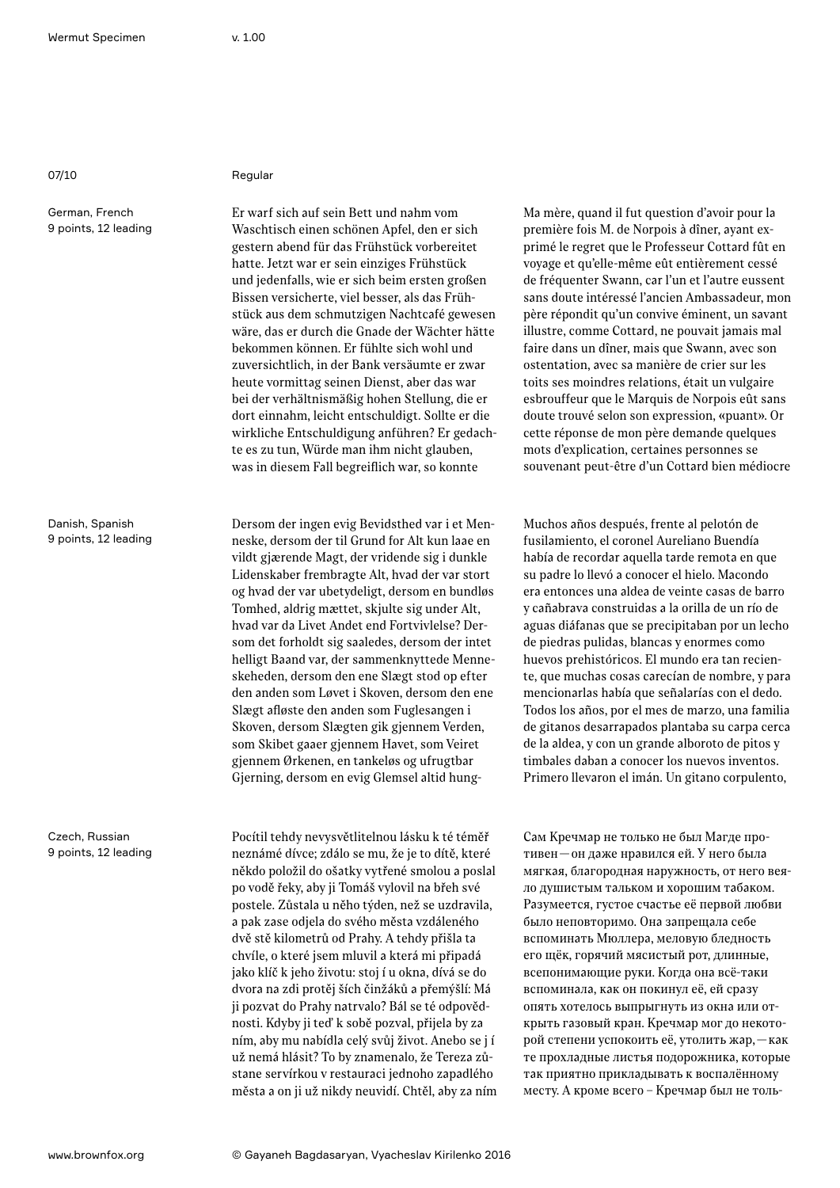Regular

German, French
9 points, 12 leading

Er warf sich auf sein Bett und nahm vom Waschtisch einen schönen Apfel, den er sich gestern abend für das Frühstück vorbereitet hatte. Jetzt war er sein einziges Frühstück und jedenfalls, wie er sich beim ersten großen Bissen versicherte, viel besser, als das Frühstück aus dem schmutzigen Nachtcafé gewesen wäre, das er durch die Gnade der Wächter hätte bekommen können. Er fühlte sich wohl und zuversichtlich, in der Bank versäumte er zwar heute vormittag seinen Dienst, aber das war bei der verhältnismäßig hohen Stellung, die er dort einnahm, leicht entschuldigt. Sollte er die wirkliche Entschuldigung anführen? Er gedachte es zu tun, Würde man ihm nicht glauben, was in diesem Fall begreiflich war, so konnte

Ma mère, quand il fut question d'avoir pour la première fois M. de Norpois à dîner, ayant exprimé le regret que le Professeur Cottard fût en voyage et qu'elle-même eût entièrement cessé de fréquenter Swann, car l'un et l'autre eussent sans doute intéressé l'ancien Ambassadeur, mon père répondit qu'un convive éminent, un savant illustre, comme Cottard, ne pouvait jamais mal faire dans un dîner, mais que Swann, avec son ostentation, avec sa manière de crier sur les toits ses moindres relations, était un vulgaire esbrouffeur que le Marquis de Norpois eût sans doute trouvé selon son expression, «puant». Or cette réponse de mon père demande quelques mots d'explication, certaines personnes se souvenant peut-être d'un Cottard bien médiocre

Danish, Spanish
9 points, 12 leading

Dersom der ingen evig Bevidsthed var i et Menneske, dersom der til Grund for Alt kun laae en vildt gjærende Magt, der vridende sig i dunkle Lidenskaber frembragte Alt, hvad der var stort og hvad der var ubetydeligt, dersom en bundløs Tomhed, aldrig mættet, skjulte sig under Alt, hvad var da Livet Andet end Fortvivlelse? Dersom det forholdt sig saaledes, dersom der intet helligt Baand var, der sammenknyttede Menneskeheden, dersom den ene Slægt stod op efter den anden som Løvet i Skoven, dersom den ene Slægt afløste den anden som Fuglesangen i Skoven, dersom Slægten gik gjennem Verden, som Skibet gaaer gjennem Havet, som Veiret gjennem Ørkenen, en tankeløs og ufrugtbar Gjerning, dersom en evig Glemsel altid hung-

Muchos años después, frente al pelotón de fusilamiento, el coronel Aureliano Buendía había de recordar aquella tarde remota en que su padre lo llevó a conocer el hielo. Macondo era entonces una aldea de veinte casas de barro y cañabrava construidas a la orilla de un río de aguas diáfanas que se precipitaban por un lecho de piedras pulidas, blancas y enormes como huevos prehistóricos. El mundo era tan reciente, que muchas cosas carecían de nombre, y para mencionarlas había que señalarías con el dedo. Todos los años, por el mes de marzo, una familia de gitanos desarrapados plantaba su carpa cerca de la aldea, y con un grande alboroto de pitos y timbales daban a conocer los nuevos inventos. Primero llevaron el imán. Un gitano corpulento,

Czech, Russian
9 points, 12 leading

Pocítil tehdy nevysvětlitelnou lásku k té téměř neznámé dívce; zdálo se mu, že je to dítě, které někdo položil do ošatky vytřené smolou a poslal po vodě řeky, aby ji Tomáš vylovil na břeh své postele. Zůstala u něho týden, než se uzdravila, a pak zase odjela do svého města vzdáleného dvě stě kilometrů od Prahy. A tehdy přišla ta chvíle, o které jsem mluvil a která mi připadá jako klíč k jeho životu: stoj í u okna, dívá se do dvora na zdi protěj ších činžáků a přemýšlí: Má ji pozvat do Prahy natrvalo? Bál se té odpovědnosti. Kdyby ji teď k sobě pozval, přijela by za ním, aby mu nabídla celý svůj život. Anebo se j í už nemá hlásit? To by znamenalo, že Tereza zůstane servírkou v restauraci jednoho zapadlého města a on ji už nikdy neuvidí. Chtěl, aby za ním

Сам Кречмар не только не был Магде противен — он даже нравился ей. У него была мягкая, благородная наружность, от него веяло душистым тальком и хорошим табаком. Разумеется, густое счастье её первой любви было неповторимо. Она запрещала себе вспоминать Мюллера, меловую бледность его щёк, горячий мясистый рот, длинные, всепонимающие руки. Когда она всё-таки вспоминала, как он покинул её, ей сразу опять хотелось выпрыгнуть из окна или открыть газовый кран. Кречмар мог до некоторой степени успокоить её, утолить жар, — как те прохладные листья подорожника, которые так приятно прикладывать к воспалённому месту. А кроме всего – Кречмар был не толь-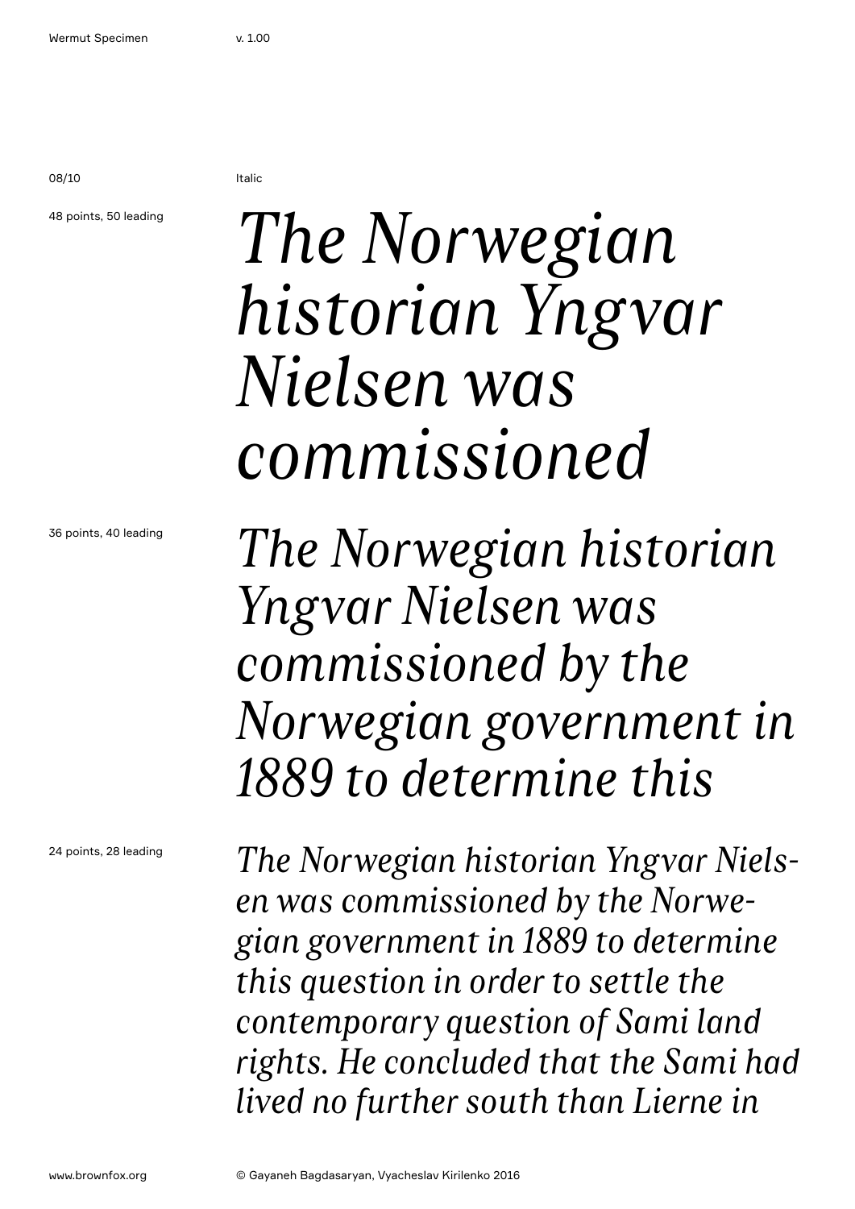Italic

48 points, 50 leading

*The Norwegian historian Yngvar Nielsen was commissioned*

36 points, 40 leading

*The Norwegian historian Yngvar Nielsen was commissioned by the Norwegian government in 1889 to determine this*

24 points, 28 leading

*The Norwegian historian Yngvar Nielsen was commissioned by the Norwegian government in 1889 to determine this question in order to settle the contemporary question of Sami land rights. He concluded that the Sami had lived no further south than Lierne in*

www.brownfox.org

© Gayaneh Bagdasaryan, Vyacheslav Kirilenko 2016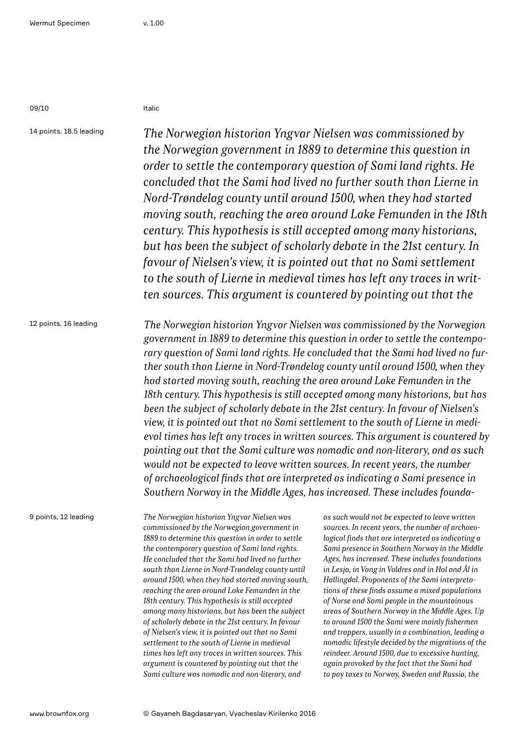Italic

14 points, 18.5 leading

*The Norwegian historian Yngvar Nielsen was commissioned by the Norwegian government in 1889 to determine this question in order to settle the contemporary question of Sami land rights. He concluded that the Sami had lived no further south than Lierne in Nord-Trøndelag county until around 1500, when they had started moving south, reaching the area around Lake Femunden in the 18th century. This hypothesis is still accepted among many historians, but has been the subject of scholarly debate in the 21st century. In favour of Nielsen's view, it is pointed out that no Sami settlement to the south of Lierne in medieval times has left any traces in written sources. This argument is countered by pointing out that the*

12 points, 16 leading

*The Norwegian historian Yngvar Nielsen was commissioned by the Norwegian government in 1889 to determine this question in order to settle the contemporary question of Sami land rights. He concluded that the Sami had lived no further south than Lierne in Nord-Trøndelag county until around 1500, when they had started moving south, reaching the area around Lake Femunden in the 18th century. This hypothesis is still accepted among many historians, but has been the subject of scholarly debate in the 21st century. In favour of Nielsen's view, it is pointed out that no Sami settlement to the south of Lierne in medieval times has left any traces in written sources. This argument is countered by pointing out that the Sami culture was nomadic and non-literary, and as such would not be expected to leave written sources. In recent years, the number of archaeological finds that are interpreted as indicating a Sami presence in Southern Norway in the Middle Ages, has increased. These includes founda-*

9 points, 12 leading

*The Norwegian historian Yngvar Nielsen was commissioned by the Norwegian government in 1889 to determine this question in order to settle the contemporary question of Sami land rights. He concluded that the Sami had lived no further south than Lierne in Nord-Trøndelag county until around 1500, when they had started moving south, reaching the area around Lake Femunden in the 18th century. This hypothesis is still accepted among many historians, but has been the subject of scholarly debate in the 21st century. In favour of Nielsen's view, it is pointed out that no Sami settlement to the south of Lierne in medieval times has left any traces in written sources. This argument is countered by pointing out that the Sami culture was nomadic and non-literary, and as such would not be expected to leave written sources. In recent years, the number of archaeological finds that are interpreted as indicating a Sami presence in Southern Norway in the Middle Ages, has increased. These includes foundations in Lesja, in Vang in Valdres and in Hol and Ål in Hallingdal. Proponents of the Sami interpretations of these finds assume a mixed populations of Norse and Sami people in the mountainous areas of Southern Norway in the Middle Ages. Up to around 1500 the Sami were mainly fishermen and trappers, usually in a combination, leading a nomadic lifestyle decided by the migrations of the reindeer. Around 1500, due to excessive hunting, again provoked by the fact that the Sami had to pay taxes to Norway, Sweden and Russia, the*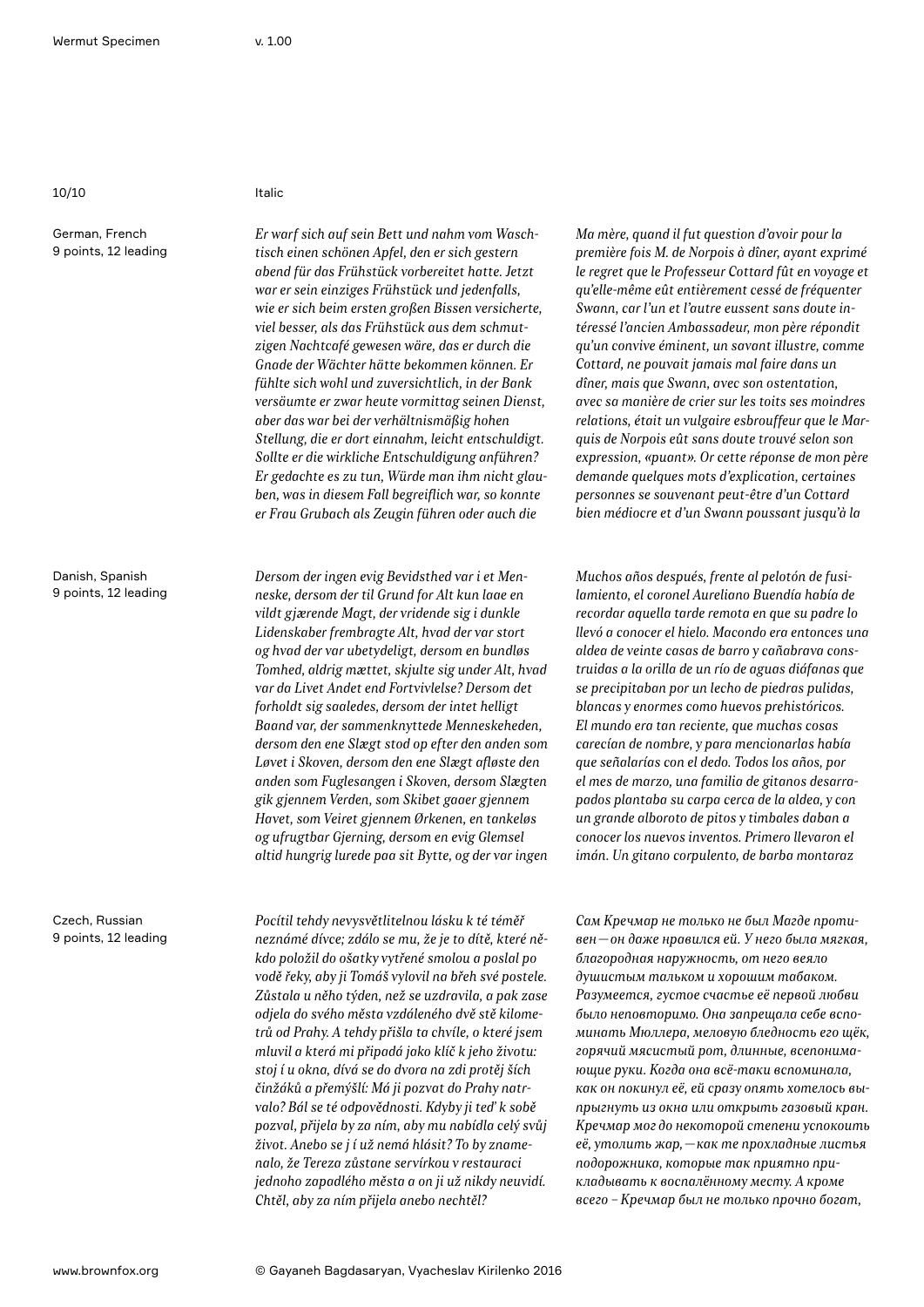10/10

Italic

German, French
9 points, 12 leading

*Er warf sich auf sein Bett und nahm vom Waschtisch einen schönen Apfel, den er sich gestern abend für das Frühstück vorbereitet hatte. Jetzt war er sein einziges Frühstück und jedenfalls, wie er sich beim ersten großen Bissen versicherte, viel besser, als das Frühstück aus dem schmutzigen Nachtcafé gewesen wäre, das er durch die Gnade der Wächter hätte bekommen können. Er fühlte sich wohl und zuversichtlich, in der Bank versäumte er zwar heute vormittag seinen Dienst, aber das war bei der verhältnismäßig hohen Stellung, die er dort einnahm, leicht entschuldigt. Sollte er die wirkliche Entschuldigung anführen? Er gedachte es zu tun, Würde man ihm nicht glauben, was in diesem Fall begreiflich war, so konnte er Frau Grubach als Zeugin führen oder auch die*

*Ma mère, quand il fut question d'avoir pour la première fois M. de Norpois à dîner, ayant exprimé le regret que le Professeur Cottard fût en voyage et qu'elle-même eût entièrement cessé de fréquenter Swann, car l'un et l'autre eussent sans doute intéressé l'ancien Ambassadeur, mon père répondit qu'un convive éminent, un savant illustre, comme Cottard, ne pouvait jamais mal faire dans un dîner, mais que Swann, avec son ostentation, avec sa manière de crier sur les toits ses moindres relations, était un vulgaire esbrouffeur que le Marquis de Norpois eût sans doute trouvé selon son expression, «puant». Or cette réponse de mon père demande quelques mots d'explication, certaines personnes se souvenant peut-être d'un Cottard bien médiocre et d'un Swann poussant jusqu'à la*

Danish, Spanish
9 points, 12 leading

*Dersom der ingen evig Bevidsthed var i et Menneske, dersom der til Grund for Alt kun laae en vildt gjærende Magt, der vridende sig i dunkle Lidenskaber frembragte Alt, hvad der var stort og hvad der var ubetydeligt, dersom en bundløs Tomhed, aldrig mættet, skjulte sig under Alt, hvad var da Livet Andet end Fortvivlelse? Dersom det forholdt sig saaledes, dersom der intet helligt Baand var, der sammenknyttede Menneskeheden, dersom den ene Slægt stod op efter den anden som Løvet i Skoven, dersom den ene Slægt afløste den anden som Fuglesangen i Skoven, dersom Slægten gik gjennem Verden, som Skibet gaaer gjennem Havet, som Veiret gjennem Ørkenen, en tankeløs og ufrugtbar Gjerning, dersom en evig Glemsel altid hungrig lurede paa sit Bytte, og der var ingen*

*Muchos años después, frente al pelotón de fusilamiento, el coronel Aureliano Buendía había de recordar aquella tarde remota en que su padre lo llevó a conocer el hielo. Macondo era entonces una aldea de veinte casas de barro y cañabrava construidas a la orilla de un río de aguas diáfanas que se precipitaban por un lecho de piedras pulidas, blancas y enormes como huevos prehistóricos. El mundo era tan reciente, que muchas cosas carecían de nombre, y para mencionarlas había que señalarías con el dedo. Todos los años, por el mes de marzo, una familia de gitanos desarrapados plantaba su carpa cerca de la aldea, y con un grande alboroto de pitos y timbales daban a conocer los nuevos inventos. Primero llevaron el imán. Un gitano corpulento, de barba montaraz*

Czech, Russian
9 points, 12 leading

*Pocítil tehdy nevysvětlitelnou lásku k té téměř neznámé dívce; zdálo se mu, že je to dítě, které někdo položil do ošatky vytřené smolou a poslal po vodě řeky, aby ji Tomáš vylovil na břeh své postele. Zůstala u něho týden, než se uzdravila, a pak zase odjela do svého města vzdáleného dvě stě kilometrů od Prahy. A tehdy přišla ta chvíle, o které jsem mluvil a která mi připadá jako klíč k jeho životu: stoj í u okna, dívá se do dvora na zdi protěj ších činžáků a přemýšlí: Má ji pozvat do Prahy natrvalo? Bál se té odpovědnosti. Kdyby ji teď k sobě pozval, přijela by za ním, aby mu nabídla celý svůj život. Anebo se j í už nemá hlásit? To by znamenalo, že Tereza zůstane servírkou v restauraci jednoho zapadlého města a on ji už nikdy neuvidí. Chtěl, aby za ním přijela anebo nechtěl?*

*Сам Кречмар не только не был Магде противен—он даже нравился ей. У него была мягкая, благородная наружность, от него веяло душистым тальком и хорошим табаком. Разумеется, густое счастье её первой любви было неповторимо. Она запрещала себе вспоминать Мюллера, меловую бледность его щёк, горячий мясистый рот, длинные, всепонимающие руки. Когда она всё-таки вспоминала, как он покинул её, ей сразу опять хотелось выпрыгнуть из окна или открыть газовый кран. Кречмар мог до некоторой степени успокоить её, утолить жар,—как те прохладные листья подорожника, которые так приятно прикладывать к воспалённому месту. А кроме всего – Кречмар был не только прочно богат,*